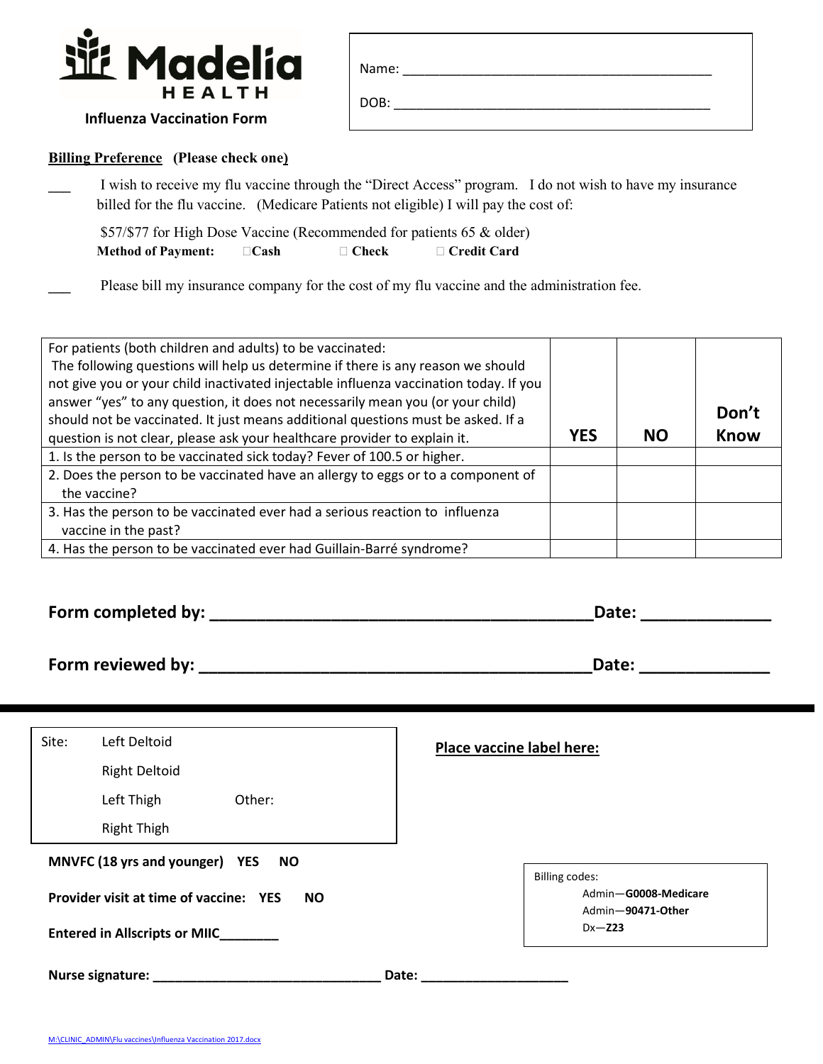**Madelia HEALTH**

## Influenza Vaccination Form

Name: ___________________________________________

DOB: ___________________________________________

**Billing Preference** (Please check one)

___ I wish to receive my flu vaccine through the "Direct Access" program. I do not wish to have my insurance billed for the flu vaccine. (Medicare Patients not eligible) I will pay the cost of:

$57/$77 for High Dose Vaccine (Recommended for patients 65 & older)

**Method of Payment:** ☐ **Cash** ☐ **Check** ☐ **Credit Card**

___ Please bill my insurance company for the cost of my flu vaccine and the administration fee.

| For patients (both children and adults) to be vaccinated: The following questions will help us determine if there is any reason we should not give you or your child inactivated injectable influenza vaccination today. If you answer "yes" to any question, it does not necessarily mean you (or your child) should not be vaccinated. It just means additional questions must be asked. If a question is not clear, please ask your healthcare provider to explain it. | **YES** | **NO** | **Don't Know** |
|---|---|---|---|
| 1. Is the person to be vaccinated sick today? Fever of 100.5 or higher. | | | |
| 2. Does the person to be vaccinated have an allergy to eggs or to a component of the vaccine? | | | |
| 3. Has the person to be vaccinated ever had a serious reaction to influenza vaccine in the past? | | | |
| 4. Has the person to be vaccinated ever had Guillain-Barré syndrome? | | | |

**Form completed by: ___________________________________________ Date: ______________**

**Form reviewed by: ___________________________________________ Date: ______________**

---

Site: Left Deltoid
Right Deltoid
Left Thigh Other:
Right Thigh

**Place vaccine label here:**

**MNVFC (18 yrs and younger) YES NO**

**Provider visit at time of vaccine: YES NO**

**Entered in Allscripts or MIIC________**

Billing codes:
Admin—**G0008-Medicare**
Admin—**90471-Other**
Dx—**Z23**

**Nurse signature: ______________________________ Date: ____________________**

M:\CLINIC_ADMIN\Flu vaccines\Influenza Vaccination 2017.docx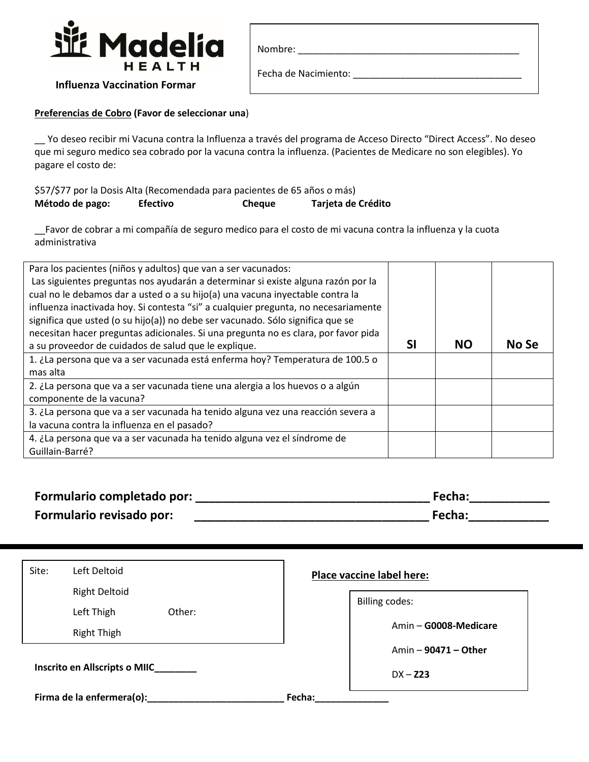**Madelia HEALTH**

**Influenza Vaccination Formar**

Nombre: ___________________________________________

Fecha de Nacimiento: _________________________________

**Preferencias de Cobro (Favor de seleccionar una)**

__ Yo deseo recibir mi Vacuna contra la Influenza a través del programa de Acceso Directo "Direct Access". No deseo que mi seguro medico sea cobrado por la vacuna contra la influenza. (Pacientes de Medicare no son elegibles). Yo pagare el costo de:

$57/$77 por la Dosis Alta (Recomendada para pacientes de 65 años o más)

**Método de pago: Efectivo Cheque Tarjeta de Crédito**

__Favor de cobrar a mi compañía de seguro medico para el costo de mi vacuna contra la influenza y la cuota administrativa

| Para los pacientes (niños y adultos) que van a ser vacunados: Las siguientes preguntas nos ayudarán a determinar si existe alguna razón por la cual no le debamos dar a usted o a su hijo(a) una vacuna inyectable contra la influenza inactivada hoy. Si contesta "si" a cualquier pregunta, no necesariamente significa que usted (o su hijo(a)) no debe ser vacunado. Sólo significa que se necesitan hacer preguntas adicionales. Si una pregunta no es clara, por favor pida a su proveedor de cuidados de salud que le explique. | **SI** | **NO** | **No Se** |
|---|---|---|---|
| 1. ¿La persona que va a ser vacunada está enferma hoy? Temperatura de 100.5 o mas alta | | | |
| 2. ¿La persona que va a ser vacunada tiene una alergia a los huevos o a algún componente de la vacuna? | | | |
| 3. ¿La persona que va a ser vacunada ha tenido alguna vez una reacción severa a la vacuna contra la influenza en el pasado? | | | |
| 4. ¿La persona que va a ser vacunada ha tenido alguna vez el síndrome de Guillain-Barré? | | | |

**Formulario completado por: ___________________________________ Fecha:____________**

**Formulario revisado por: ___________________________________ Fecha:____________**

---

Site: Left Deltoid
Right Deltoid
Left Thigh
Right Thigh
Other:

**Place vaccine label here:**

Billing codes:

Amin – **G0008-Medicare**

Amin – **90471 – Other**

DX – **Z23**

**Inscrito en Allscripts o MIIC________**

**Firma de la enfermera(o):__________________________ Fecha:______________**